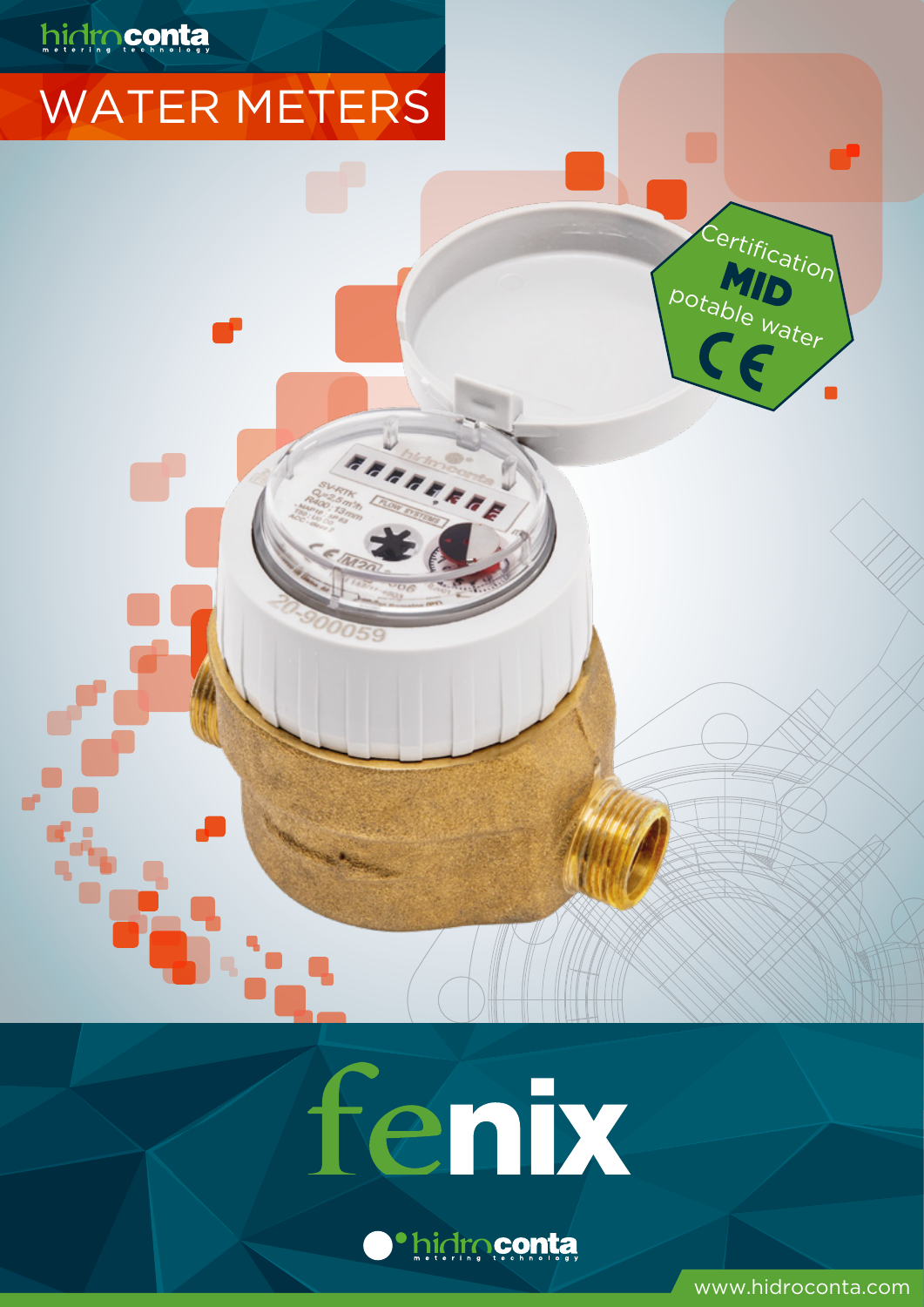hidroconta
metering technology

# WATER METERS

Certification
**MID**
potable water
CE

# fenix

hidroconta
metering technology

www.hidroconta.com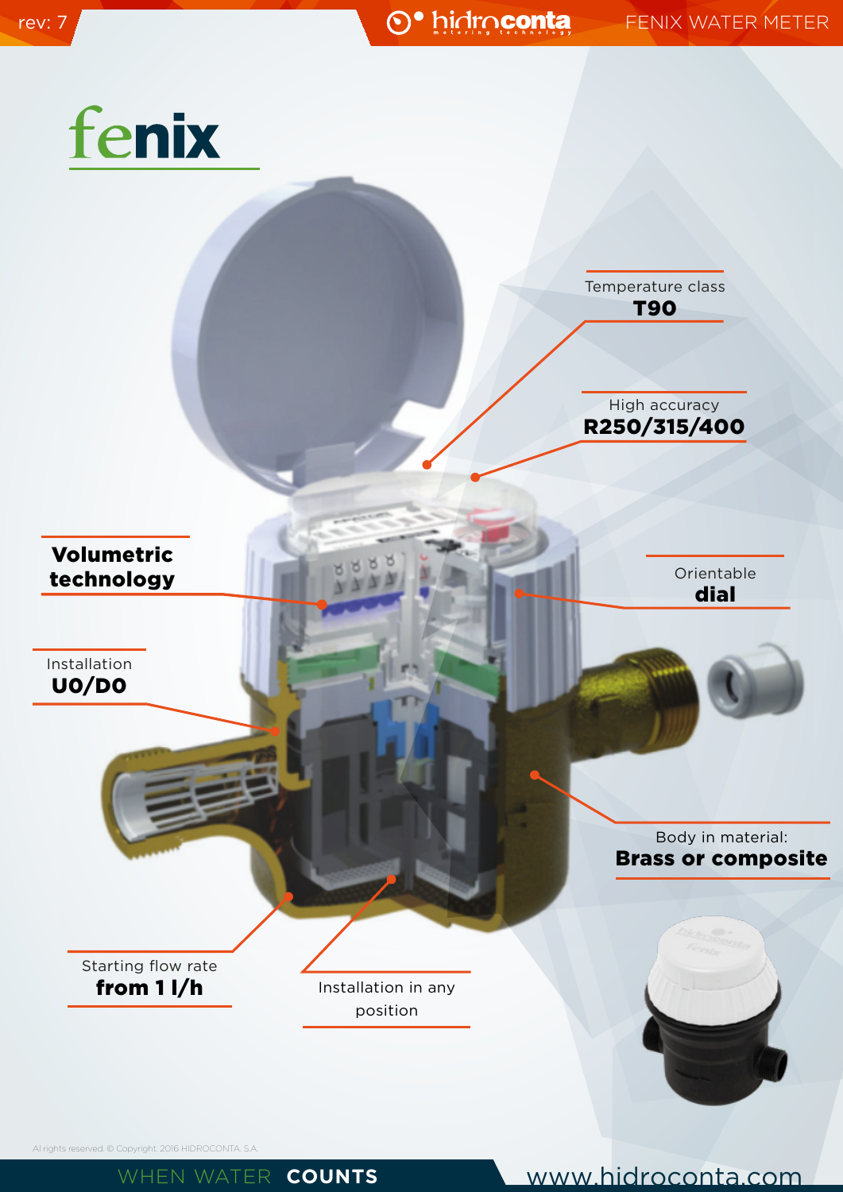# fenix

Temperature class
**T90**

High accuracy
**R250/315/400**

**Volumetric technology**

Orientable
**dial**

Installation
**U0/D0**

Body in material:
**Brass or composite**

Starting flow rate
**from 1 l/h**

Installation in any position

Al rights reserved. © Copyright. 2016 HIDROCONTA. S.A.

WHEN WATER **COUNTS**

www.hidroconta.com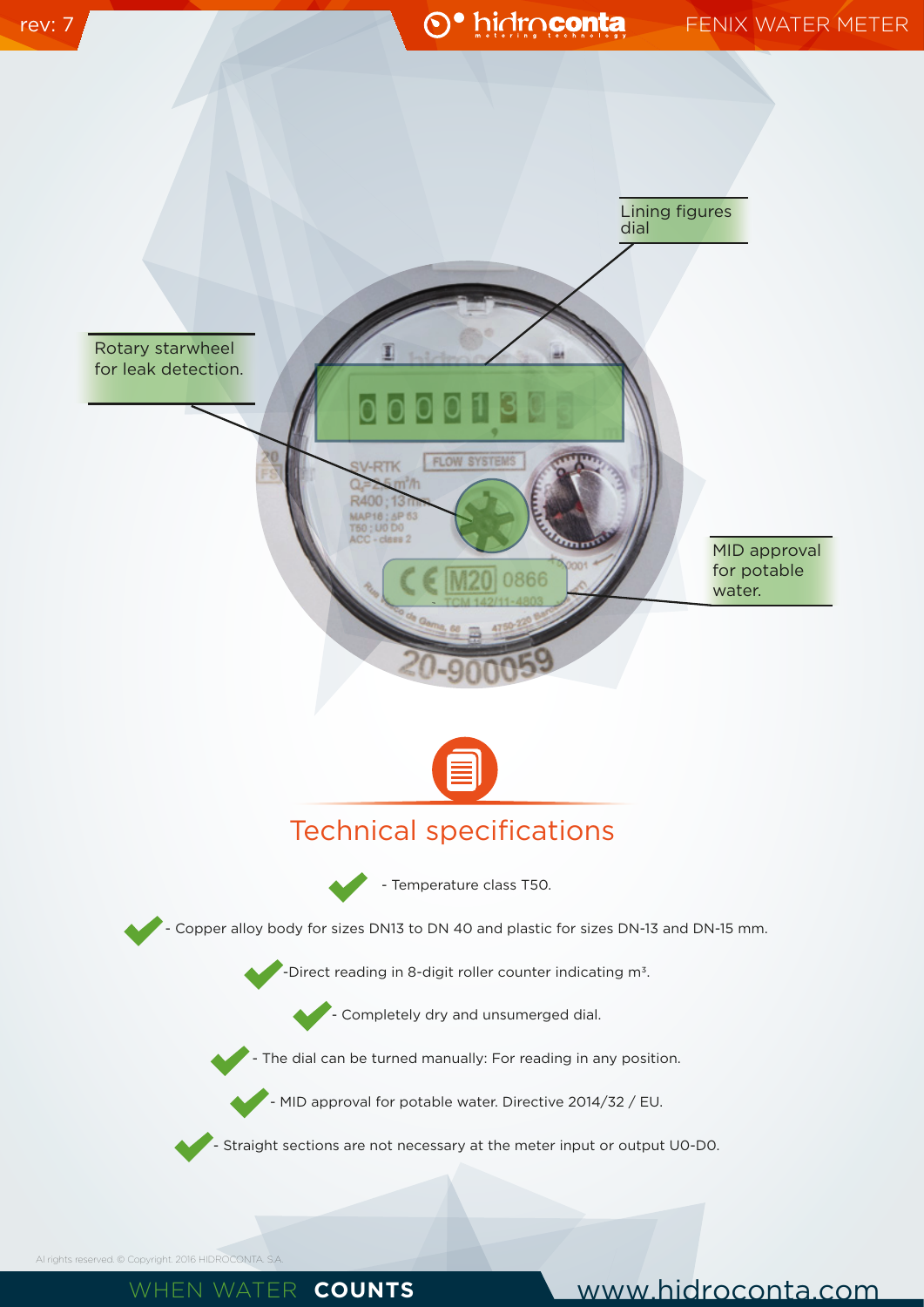Lining figures dial

Rotary starwheel for leak detection.

MID approval for potable water.

## Technical specifications

- Temperature class T50.
- Copper alloy body for sizes DN13 to DN 40 and plastic for sizes DN-13 and DN-15 mm.
- Direct reading in 8-digit roller counter indicating m³.
- Completely dry and unsumerged dial.
- The dial can be turned manually: For reading in any position.
- MID approval for potable water. Directive 2014/32 / EU.
- Straight sections are not necessary at the meter input or output U0-D0.

Al rights reserved. © Copyright. 2016 HIDROCONTA, S.A.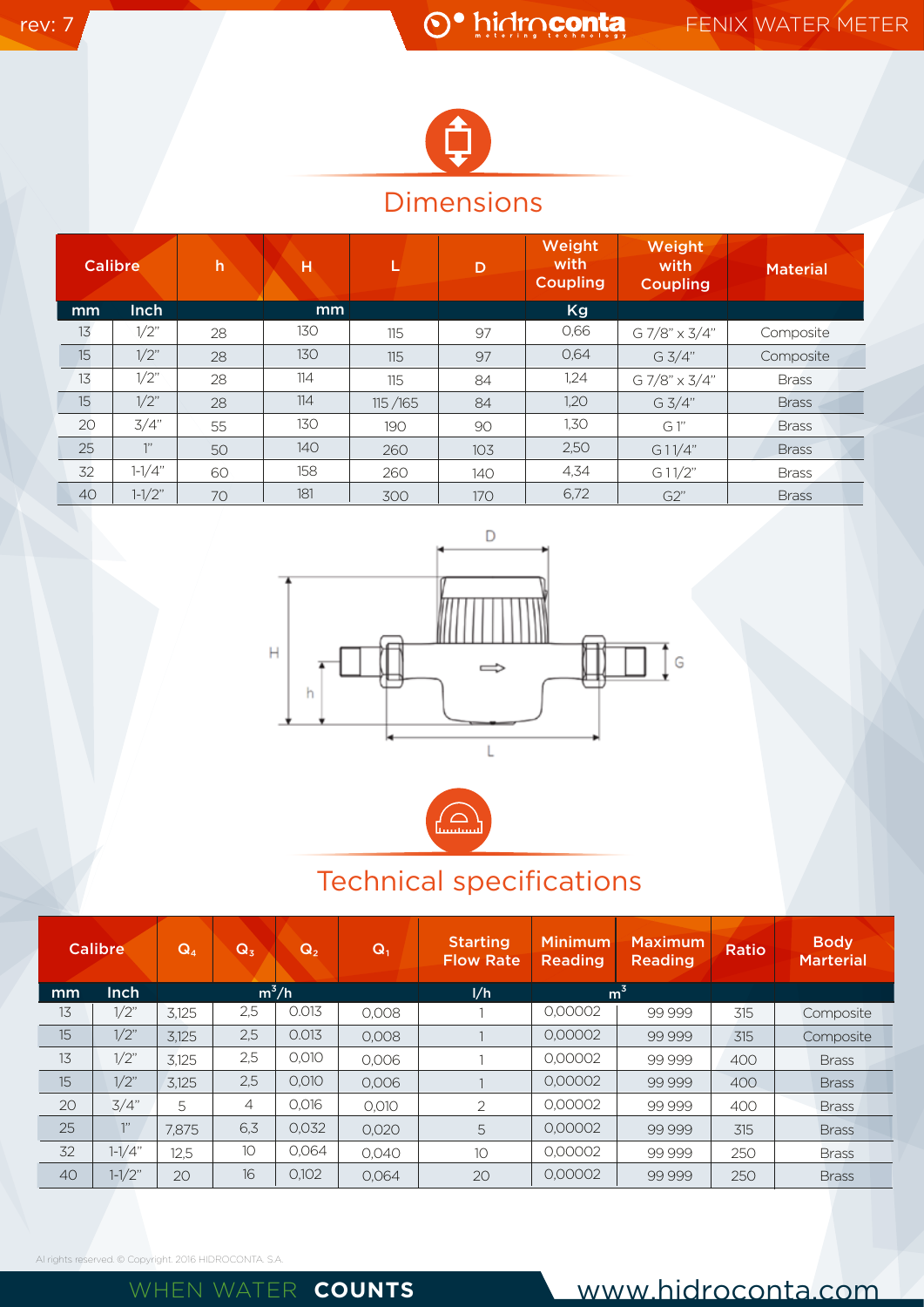## Dimensions

| Calibre | | h | H | L | D | Weight with Coupling | Weight with Coupling | Material |
|---|---|---|---|---|---|---|---|---|
| mm | Inch | | mm | | | Kg | | |
| 13 | 1/2" | 28 | 130 | 115 | 97 | 0,66 | G 7/8" x 3/4" | Composite |
| 15 | 1/2" | 28 | 130 | 115 | 97 | 0,64 | G 3/4" | Composite |
| 13 | 1/2" | 28 | 114 | 115 | 84 | 1,24 | G 7/8" x 3/4" | Brass |
| 15 | 1/2" | 28 | 114 | 115 /165 | 84 | 1,20 | G 3/4" | Brass |
| 20 | 3/4" | 55 | 130 | 190 | 90 | 1,30 | G 1" | Brass |
| 25 | 1" | 50 | 140 | 260 | 103 | 2,50 | G 1 1/4" | Brass |
| 32 | 1-1/4" | 60 | 158 | 260 | 140 | 4,34 | G 1 1/2" | Brass |
| 40 | 1-1/2" | 70 | 181 | 300 | 170 | 6,72 | G2" | Brass |

D

H

h

G

L

## Technical specifications

| Calibre | | $Q_4$ | $Q_3$ | $Q_2$ | $Q_1$ | Starting Flow Rate | Minimum Reading | Maximum Reading | Ratio | Body Marterial |
|---|---|---|---|---|---|---|---|---|---|---|
| mm | Inch | | $m^3/h$ | | | l/h | $m^3$ | | | |
| 13 | 1/2" | 3,125 | 2,5 | 0.013 | 0,008 | 1 | 0,00002 | 99 999 | 315 | Composite |
| 15 | 1/2" | 3,125 | 2,5 | 0.013 | 0,008 | 1 | 0,00002 | 99 999 | 315 | Composite |
| 13 | 1/2" | 3,125 | 2,5 | 0,010 | 0,006 | 1 | 0,00002 | 99 999 | 400 | Brass |
| 15 | 1/2" | 3,125 | 2,5 | 0,010 | 0,006 | 1 | 0,00002 | 99 999 | 400 | Brass |
| 20 | 3/4" | 5 | 4 | 0,016 | 0,010 | 2 | 0,00002 | 99 999 | 400 | Brass |
| 25 | 1" | 7,875 | 6,3 | 0,032 | 0,020 | 5 | 0,00002 | 99 999 | 315 | Brass |
| 32 | 1-1/4" | 12,5 | 10 | 0,064 | 0,040 | 10 | 0,00002 | 99 999 | 250 | Brass |
| 40 | 1-1/2" | 20 | 16 | 0,102 | 0,064 | 20 | 0,00002 | 99 999 | 250 | Brass |

Al rights reserved. © Copyright. 2016 HIDROCONTA. S.A.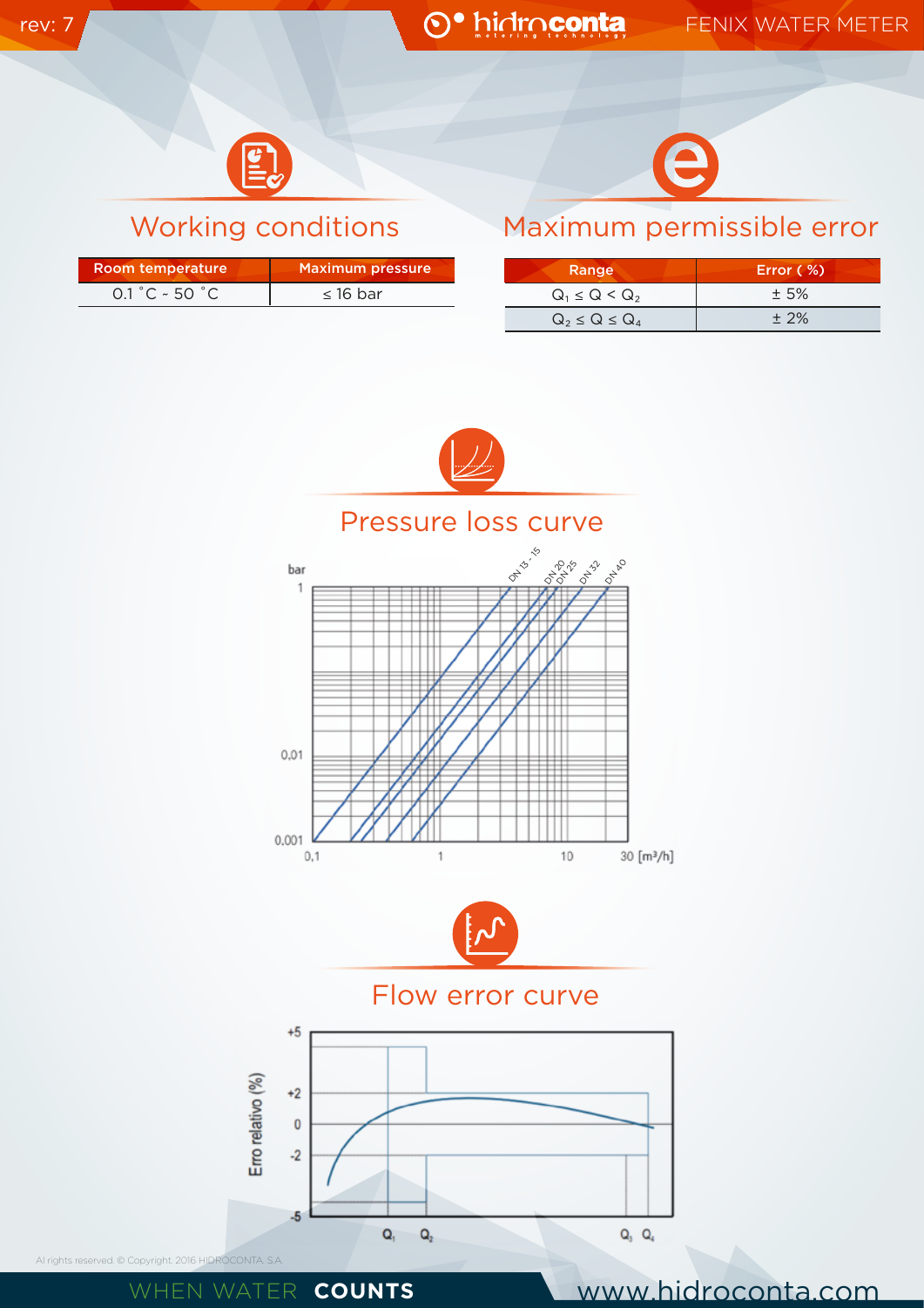## Working conditions

| Room temperature | Maximum pressure |
|---|---|
| 0.1 ˚C - 50 ˚C | ≤ 16 bar |

## Maximum permissible error

| Range | Error ( %) |
|---|---|
| $Q_1 \le Q < Q_2$ | ± 5% |
| $Q_2 \le Q \le Q_4$ | ± 2% |

## Pressure loss curve

bar

1

0,01

0,001

0,1 1 10 30 [m³/h]

DN 13 - 15, DN 20, DN 25, DN 32, DN 40

## Flow error curve

Erro relativo (%)

+5, +2, 0, -2, -5

$Q_1$ $Q_2$ $Q_3$ $Q_4$

Al rights reserved. © Copyright 2016 HIDROCONTA S.A.

WHEN WATER **COUNTS** www.hidroconta.com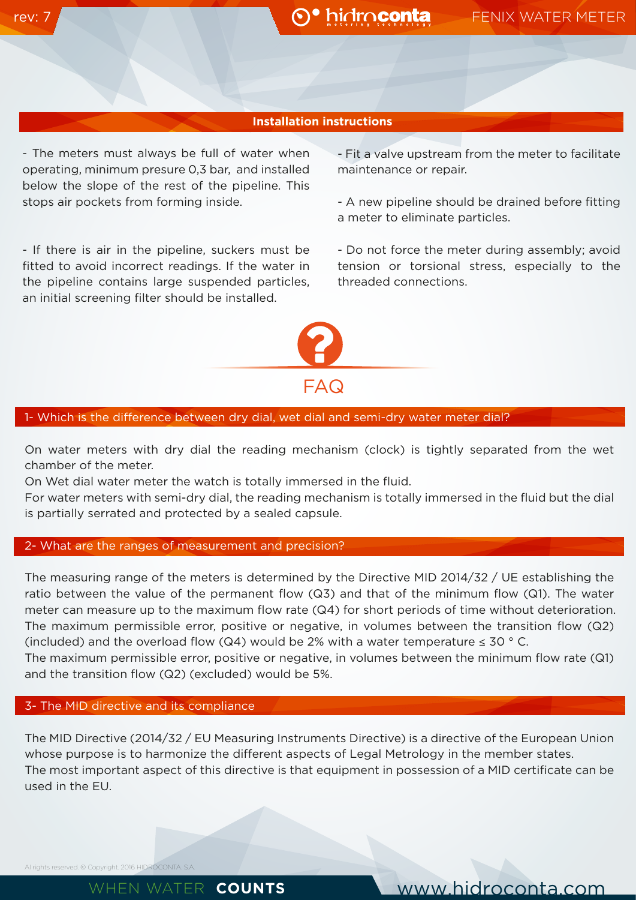## Installation instructions

- The meters must always be full of water when operating, minimum presure 0,3 bar, and installed below the slope of the rest of the pipeline. This stops air pockets from forming inside.

- If there is air in the pipeline, suckers must be fitted to avoid incorrect readings. If the water in the pipeline contains large suspended particles, an initial screening filter should be installed.

- Fit a valve upstream from the meter to facilitate maintenance or repair.

- A new pipeline should be drained before fitting a meter to eliminate particles.

- Do not force the meter during assembly; avoid tension or torsional stress, especially to the threaded connections.

# FAQ

## 1- Which is the difference between dry dial, wet dial and semi-dry water meter dial?

On water meters with dry dial the reading mechanism (clock) is tightly separated from the wet chamber of the meter.
On Wet dial water meter the watch is totally immersed in the fluid.
For water meters with semi-dry dial, the reading mechanism is totally immersed in the fluid but the dial is partially serrated and protected by a sealed capsule.

## 2- What are the ranges of measurement and precision?

The measuring range of the meters is determined by the Directive MID 2014/32 / UE establishing the ratio between the value of the permanent flow (Q3) and that of the minimum flow (Q1). The water meter can measure up to the maximum flow rate (Q4) for short periods of time without deterioration. The maximum permissible error, positive or negative, in volumes between the transition flow (Q2) (included) and the overload flow (Q4) would be 2% with a water temperature ≤ 30 ° C.
The maximum permissible error, positive or negative, in volumes between the minimum flow rate (Q1) and the transition flow (Q2) (excluded) would be 5%.

## 3- The MID directive and its compliance

The MID Directive (2014/32 / EU Measuring Instruments Directive) is a directive of the European Union whose purpose is to harmonize the different aspects of Legal Metrology in the member states.
The most important aspect of this directive is that equipment in possession of a MID certificate can be used in the EU.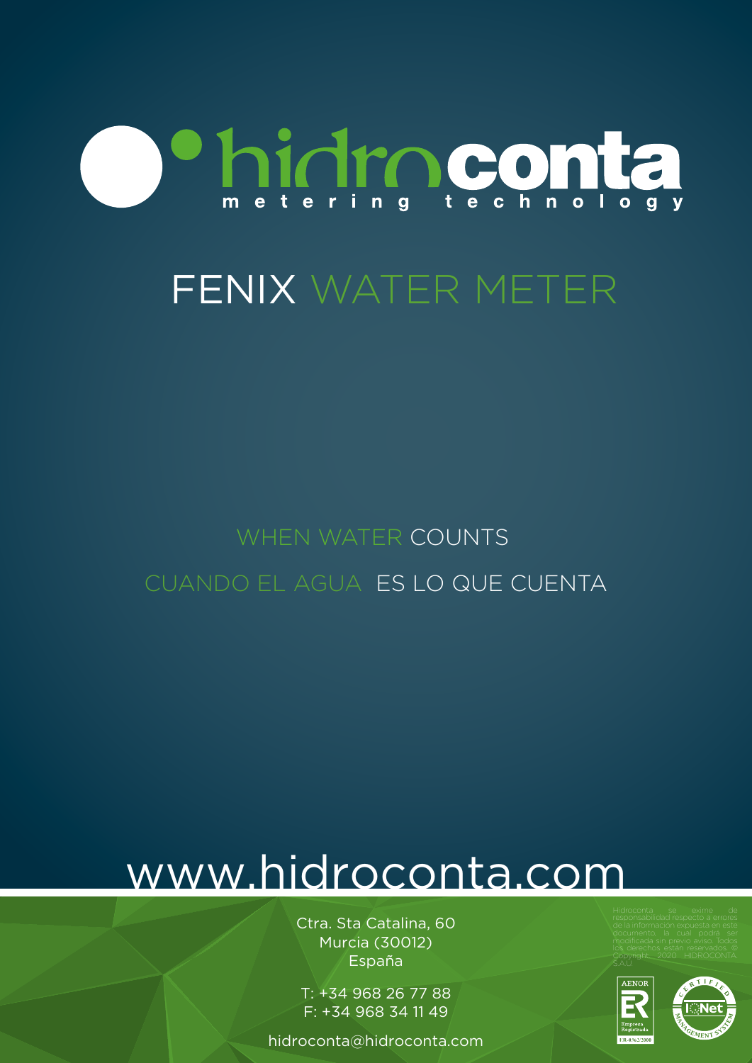hidroconta
metering technology

# FENIX WATER METER

WHEN WATER COUNTS

CUANDO EL AGUA ES LO QUE CUENTA

www.hidroconta.com

Ctra. Sta Catalina, 60
Murcia (30012)
España

T: +34 968 26 77 88
F: +34 968 34 11 49

hidroconta@hidroconta.com

Hidroconta se exime de responsabilidad respecto a errores de la información expuesta en este documento, la cual podrá ser modificada sin previo aviso. Todos los derechos están reservados. © Copyright 2020 HIDROCONTA S.A.U.

AENOR Empresa Registrada ER-0362/2000

IQNet CERTIFIED MANAGEMENT SYSTEM